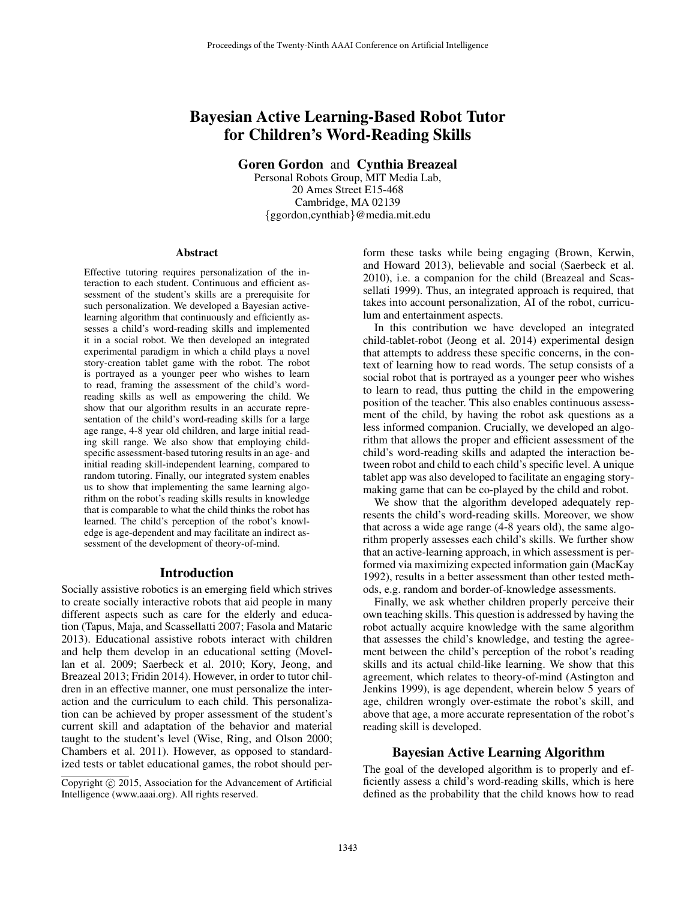# Bayesian Active Learning-Based Robot Tutor for Children's Word-Reading Skills

**Goren Gordon** and **Cynthia Breazeal**

Personal Robots Group, MIT Media Lab,
20 Ames Street E15-468
Cambridge, MA 02139
{ggordon,cynthiab}@media.mit.edu

### Abstract

Effective tutoring requires personalization of the interaction to each student. Continuous and efficient assessment of the student's skills are a prerequisite for such personalization. We developed a Bayesian active-learning algorithm that continuously and efficiently assesses a child's word-reading skills and implemented it in a social robot. We then developed an integrated experimental paradigm in which a child plays a novel story-creation tablet game with the robot. The robot is portrayed as a younger peer who wishes to learn to read, framing the assessment of the child's word-reading skills as well as empowering the child. We show that our algorithm results in an accurate representation of the child's word-reading skills for a large age range, 4-8 year old children, and large initial reading skill range. We also show that employing child-specific assessment-based tutoring results in an age- and initial reading skill-independent learning, compared to random tutoring. Finally, our integrated system enables us to show that implementing the same learning algorithm on the robot's reading skills results in knowledge that is comparable to what the child thinks the robot has learned. The child's perception of the robot's knowledge is age-dependent and may facilitate an indirect assessment of the development of theory-of-mind.

## Introduction

Socially assistive robotics is an emerging field which strives to create socially interactive robots that aid people in many different aspects such as care for the elderly and education (Tapus, Maja, and Scassellatti 2007; Fasola and Mataric 2013). Educational assistive robots interact with children and help them develop in an educational setting (Movellan et al. 2009; Saerbeck et al. 2010; Kory, Jeong, and Breazeal 2013; Fridin 2014). However, in order to tutor children in an effective manner, one must personalize the interaction and the curriculum to each child. This personalization can be achieved by proper assessment of the student's current skill and adaptation of the behavior and material taught to the student's level (Wise, Ring, and Olson 2000; Chambers et al. 2011). However, as opposed to standardized tests or tablet educational games, the robot should perform these tasks while being engaging (Brown, Kerwin, and Howard 2013), believable and social (Saerbeck et al. 2010), i.e. a companion for the child (Breazeal and Scassellati 1999). Thus, an integrated approach is required, that takes into account personalization, AI of the robot, curriculum and entertainment aspects.

In this contribution we have developed an integrated child-tablet-robot (Jeong et al. 2014) experimental design that attempts to address these specific concerns, in the context of learning how to read words. The setup consists of a social robot that is portrayed as a younger peer who wishes to learn to read, thus putting the child in the empowering position of the teacher. This also enables continuous assessment of the child, by having the robot ask questions as a less informed companion. Crucially, we developed an algorithm that allows the proper and efficient assessment of the child's word-reading skills and adapted the interaction between robot and child to each child's specific level. A unique tablet app was also developed to facilitate an engaging story-making game that can be co-played by the child and robot.

We show that the algorithm developed adequately represents the child's word-reading skills. Moreover, we show that across a wide age range (4-8 years old), the same algorithm properly assesses each child's skills. We further show that an active-learning approach, in which assessment is performed via maximizing expected information gain (MacKay 1992), results in a better assessment than other tested methods, e.g. random and border-of-knowledge assessments.

Finally, we ask whether children properly perceive their own teaching skills. This question is addressed by having the robot actually acquire knowledge with the same algorithm that assesses the child's knowledge, and testing the agreement between the child's perception of the robot's reading skills and its actual child-like learning. We show that this agreement, which relates to theory-of-mind (Astington and Jenkins 1999), is age dependent, wherein below 5 years of age, children wrongly over-estimate the robot's skill, and above that age, a more accurate representation of the robot's reading skill is developed.

## Bayesian Active Learning Algorithm

The goal of the developed algorithm is to properly and efficiently assess a child's word-reading skills, which is here defined as the probability that the child knows how to read

Copyright © 2015, Association for the Advancement of Artificial Intelligence (www.aaai.org). All rights reserved.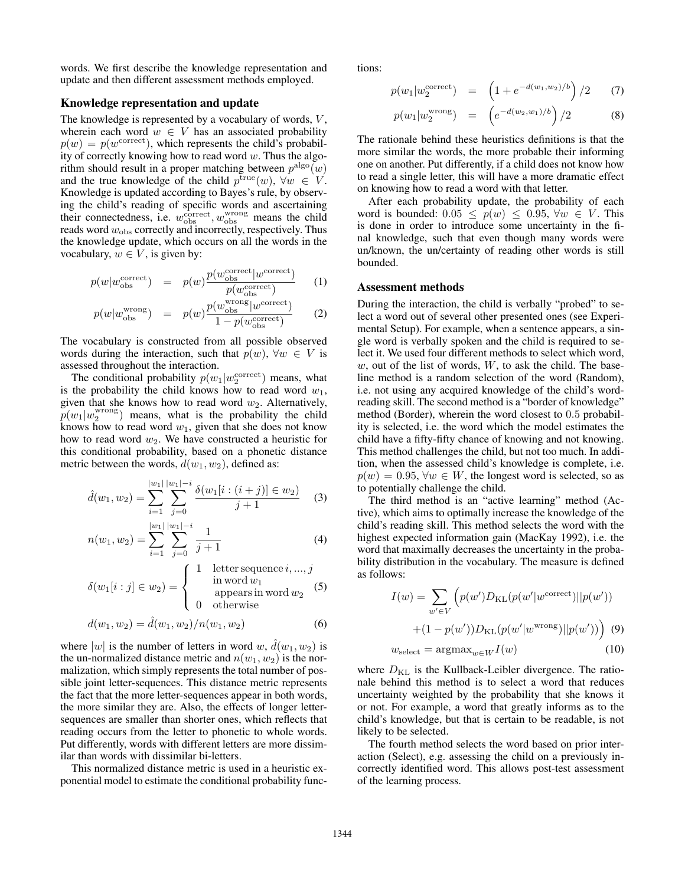words. We first describe the knowledge representation and update and then different assessment methods employed.

### Knowledge representation and update

The knowledge is represented by a vocabulary of words, $V$, wherein each word $w \in V$ has an associated probability $p(w) = p(w^{\text{correct}})$, which represents the child's probability of correctly knowing how to read word $w$. Thus the algorithm should result in a proper matching between $p^{\text{algo}}(w)$ and the true knowledge of the child $p^{\text{true}}(w)$, $\forall w \in V$. Knowledge is updated according to Bayes's rule, by observing the child's reading of specific words and ascertaining their connectedness, i.e. $w_{\text{obs}}^{\text{correct}}, w_{\text{obs}}^{\text{wrong}}$ means the child reads word $w_{\text{obs}}$ correctly and incorrectly, respectively. Thus the knowledge update, which occurs on all the words in the vocabulary, $w \in V$, is given by:

$$p(w|w_{\text{obs}}^{\text{correct}}) = p(w)\frac{p(w_{\text{obs}}^{\text{correct}}|w^{\text{correct}})}{p(w_{\text{obs}}^{\text{correct}})} \quad (1)$$

$$p(w|w_{\text{obs}}^{\text{wrong}}) = p(w)\frac{p(w_{\text{obs}}^{\text{wrong}}|w^{\text{correct}})}{1 - p(w_{\text{obs}}^{\text{correct}})} \quad (2)$$

The vocabulary is constructed from all possible observed words during the interaction, such that $p(w)$, $\forall w \in V$ is assessed throughout the interaction.

The conditional probability $p(w_1|w_2^{\text{correct}})$ means, what is the probability the child knows how to read word $w_1$, given that she knows how to read word $w_2$. Alternatively, $p(w_1|w_2^{\text{wrong}})$ means, what is the probability the child knows how to read word $w_1$, given that she does not know how to read word $w_2$. We have constructed a heuristic for this conditional probability, based on a phonetic distance metric between the words, $d(w_1, w_2)$, defined as:

$$\hat{d}(w_1, w_2) = \sum_{i=1}^{|w_1|} \sum_{j=0}^{|w_1|-i} \frac{\delta(w_1[i:(i+j)] \in w_2)}{j+1} \quad (3)$$

$$n(w_1, w_2) = \sum_{i=1}^{|w_1|} \sum_{j=0}^{|w_1|-i} \frac{1}{j+1} \quad (4)$$

$$\delta(w_1[i:j] \in w_2) = \begin{cases} 1 & \text{letter sequence } i, ..., j \text{ in word } w_1 \text{ appears in word } w_2 \\ 0 & \text{otherwise} \end{cases} \quad (5)$$

$$d(w_1, w_2) = \hat{d}(w_1, w_2)/n(w_1, w_2) \quad (6)$$

where $|w|$ is the number of letters in word $w$, $\hat{d}(w_1, w_2)$ is the un-normalized distance metric and $n(w_1, w_2)$ is the normalization, which simply represents the total number of possible joint letter-sequences. This distance metric represents the fact that the more letter-sequences appear in both words, the more similar they are. Also, the effects of longer letter-sequences are smaller than shorter ones, which reflects that reading occurs from the letter to phonetic to whole words. Put differently, words with different letters are more dissimilar than words with dissimilar bi-letters.

This normalized distance metric is used in a heuristic exponential model to estimate the conditional probability functions:

$$p(w_1|w_2^{\text{correct}}) = \left(1 + e^{-d(w_1,w_2)/b}\right)/2 \quad (7)$$

$$p(w_1|w_2^{\text{wrong}}) = \left(e^{-d(w_2,w_1)/b}\right)/2 \quad (8)$$

The rationale behind these heuristics definitions is that the more similar the words, the more probable their informing one on another. Put differently, if a child does not know how to read a single letter, this will have a more dramatic effect on knowing how to read a word with that letter.

After each probability update, the probability of each word is bounded: $0.05 \leq p(w) \leq 0.95$, $\forall w \in V$. This is done in order to introduce some uncertainty in the final knowledge, such that even though many words were un/known, the un/certainty of reading other words is still bounded.

### Assessment methods

During the interaction, the child is verbally "probed" to select a word out of several other presented ones (see Experimental Setup). For example, when a sentence appears, a single word is verbally spoken and the child is required to select it. We used four different methods to select which word, $w$, out of the list of words, $W$, to ask the child. The baseline method is a random selection of the word (Random), i.e. not using any acquired knowledge of the child's word-reading skill. The second method is a "border of knowledge" method (Border), wherein the word closest to $0.5$ probability is selected, i.e. the word which the model estimates the child have a fifty-fifty chance of knowing and not knowing. This method challenges the child, but not too much. In addition, when the assessed child's knowledge is complete, i.e. $p(w) = 0.95$, $\forall w \in W$, the longest word is selected, so as to potentially challenge the child.

The third method is an "active learning" method (Active), which aims to optimally increase the knowledge of the child's reading skill. This method selects the word with the highest expected information gain (MacKay 1992), i.e. the word that maximally decreases the uncertainty in the probability distribution in the vocabulary. The measure is defined as follows:

$$I(w) = \sum_{w' \in V} \Big(p(w')D_{\text{KL}}(p(w'|w^{\text{correct}})||p(w')) + (1 - p(w'))D_{\text{KL}}(p(w'|w^{\text{wrong}})||p(w'))\Big) \quad (9)$$

$$w_{\text{select}} = \text{argmax}_{w \in W} I(w) \quad (10)$$

where $D_{\text{KL}}$ is the Kullback-Leibler divergence. The rationale behind this method is to select a word that reduces uncertainty weighted by the probability that she knows it or not. For example, a word that greatly informs as to the child's knowledge, but that is certain to be readable, is not likely to be selected.

The fourth method selects the word based on prior interaction (Select), e.g. assessing the child on a previously incorrectly identified word. This allows post-test assessment of the learning process.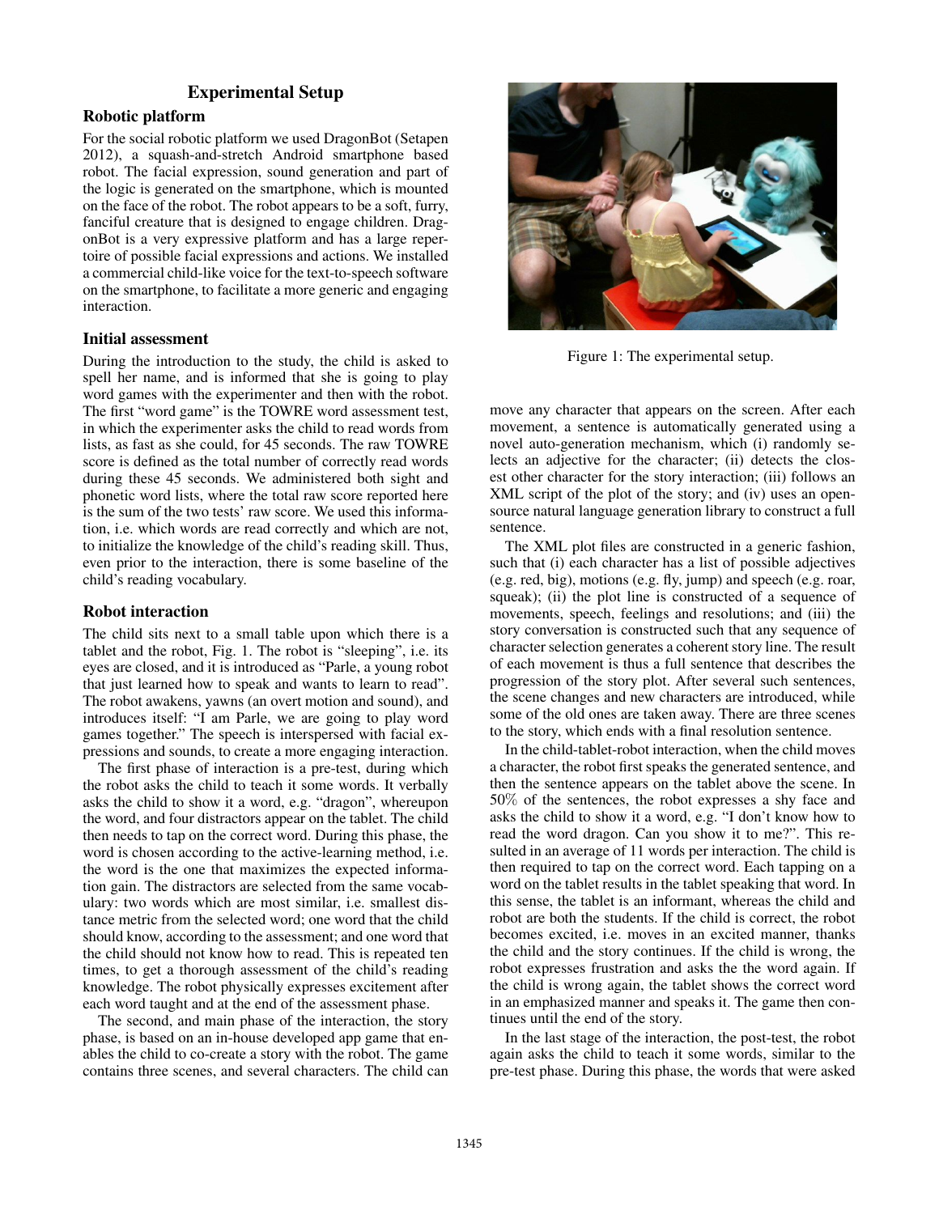## Experimental Setup

### Robotic platform

For the social robotic platform we used DragonBot (Setapen 2012), a squash-and-stretch Android smartphone based robot. The facial expression, sound generation and part of the logic is generated on the smartphone, which is mounted on the face of the robot. The robot appears to be a soft, furry, fanciful creature that is designed to engage children. DragonBot is a very expressive platform and has a large repertoire of possible facial expressions and actions. We installed a commercial child-like voice for the text-to-speech software on the smartphone, to facilitate a more generic and engaging interaction.

### Initial assessment

During the introduction to the study, the child is asked to spell her name, and is informed that she is going to play word games with the experimenter and then with the robot. The first "word game" is the TOWRE word assessment test, in which the experimenter asks the child to read words from lists, as fast as she could, for 45 seconds. The raw TOWRE score is defined as the total number of correctly read words during these 45 seconds. We administered both sight and phonetic word lists, where the total raw score reported here is the sum of the two tests' raw score. We used this information, i.e. which words are read correctly and which are not, to initialize the knowledge of the child's reading skill. Thus, even prior to the interaction, there is some baseline of the child's reading vocabulary.

### Robot interaction

The child sits next to a small table upon which there is a tablet and the robot, Fig. 1. The robot is "sleeping", i.e. its eyes are closed, and it is introduced as "Parle, a young robot that just learned how to speak and wants to learn to read". The robot awakens, yawns (an overt motion and sound), and introduces itself: "I am Parle, we are going to play word games together." The speech is interspersed with facial expressions and sounds, to create a more engaging interaction.

The first phase of interaction is a pre-test, during which the robot asks the child to teach it some words. It verbally asks the child to show it a word, e.g. "dragon", whereupon the word, and four distractors appear on the tablet. The child then needs to tap on the correct word. During this phase, the word is chosen according to the active-learning method, i.e. the word is the one that maximizes the expected information gain. The distractors are selected from the same vocabulary: two words which are most similar, i.e. smallest distance metric from the selected word; one word that the child should know, according to the assessment; and one word that the child should not know how to read. This is repeated ten times, to get a thorough assessment of the child's reading knowledge. The robot physically expresses excitement after each word taught and at the end of the assessment phase.

The second, and main phase of the interaction, the story phase, is based on an in-house developed app game that enables the child to co-create a story with the robot. The game contains three scenes, and several characters. The child can move any character that appears on the screen. After each movement, a sentence is automatically generated using a novel auto-generation mechanism, which (i) randomly selects an adjective for the character; (ii) detects the closest other character for the story interaction; (iii) follows an XML script of the plot of the story; and (iv) uses an open-source natural language generation library to construct a full sentence.

Figure 1: The experimental setup.

The XML plot files are constructed in a generic fashion, such that (i) each character has a list of possible adjectives (e.g. red, big), motions (e.g. fly, jump) and speech (e.g. roar, squeak); (ii) the plot line is constructed of a sequence of movements, speech, feelings and resolutions; and (iii) the story conversation is constructed such that any sequence of character selection generates a coherent story line. The result of each movement is thus a full sentence that describes the progression of the story plot. After several such sentences, the scene changes and new characters are introduced, while some of the old ones are taken away. There are three scenes to the story, which ends with a final resolution sentence.

In the child-tablet-robot interaction, when the child moves a character, the robot first speaks the generated sentence, and then the sentence appears on the tablet above the scene. In 50% of the sentences, the robot expresses a shy face and asks the child to show it a word, e.g. "I don't know how to read the word dragon. Can you show it to me?". This resulted in an average of 11 words per interaction. The child is then required to tap on the correct word. Each tapping on a word on the tablet results in the tablet speaking that word. In this sense, the tablet is an informant, whereas the child and robot are both the students. If the child is correct, the robot becomes excited, i.e. moves in an excited manner, thanks the child and the story continues. If the child is wrong, the robot expresses frustration and asks the the word again. If the child is wrong again, the tablet shows the correct word in an emphasized manner and speaks it. The game then continues until the end of the story.

In the last stage of the interaction, the post-test, the robot again asks the child to teach it some words, similar to the pre-test phase. During this phase, the words that were asked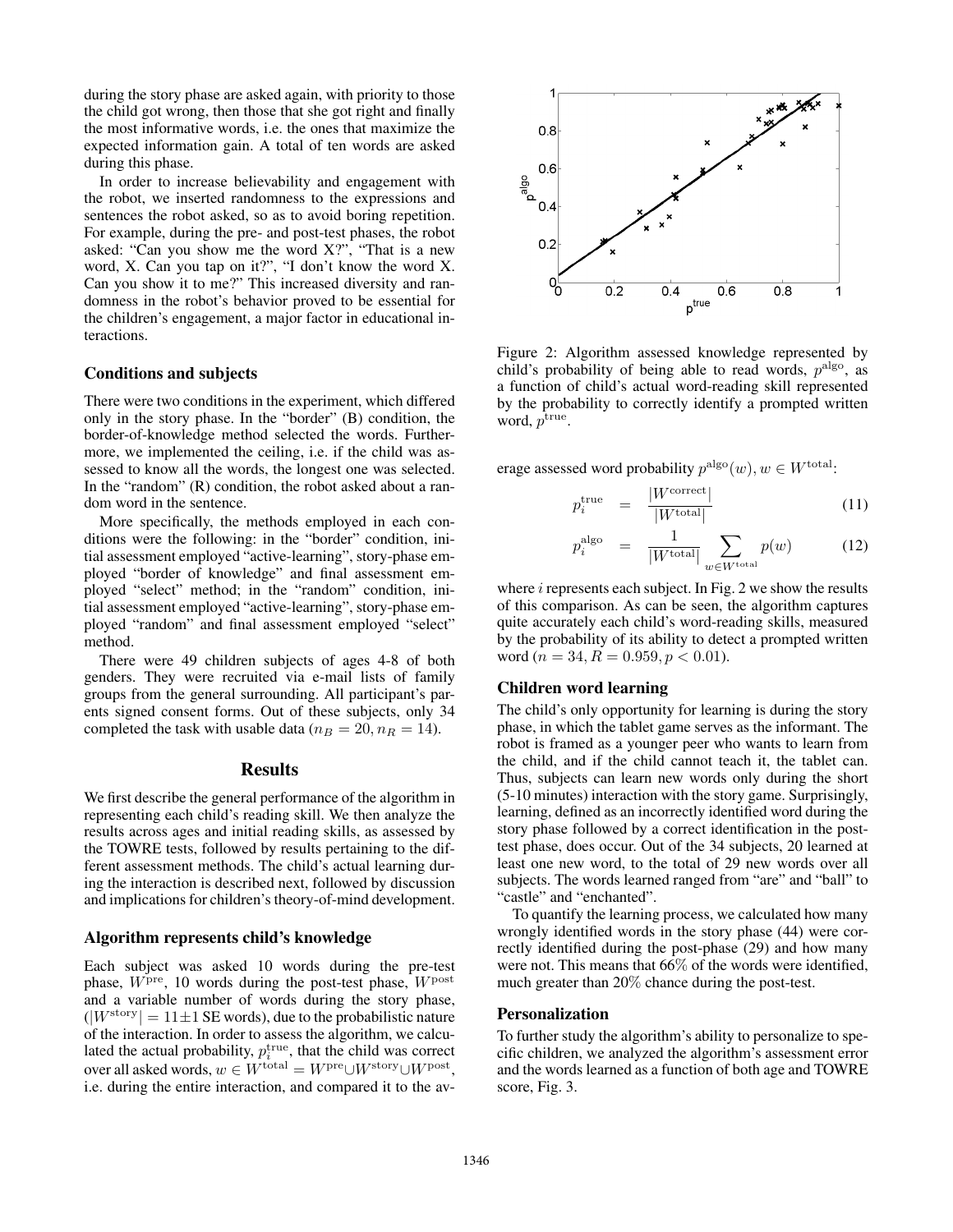during the story phase are asked again, with priority to those the child got wrong, then those that she got right and finally the most informative words, i.e. the ones that maximize the expected information gain. A total of ten words are asked during this phase.

In order to increase believability and engagement with the robot, we inserted randomness to the expressions and sentences the robot asked, so as to avoid boring repetition. For example, during the pre- and post-test phases, the robot asked: "Can you show me the word X?", "That is a new word, X. Can you tap on it?", "I don't know the word X. Can you show it to me?" This increased diversity and randomness in the robot's behavior proved to be essential for the children's engagement, a major factor in educational interactions.

### Conditions and subjects

There were two conditions in the experiment, which differed only in the story phase. In the "border" (B) condition, the border-of-knowledge method selected the words. Furthermore, we implemented the ceiling, i.e. if the child was assessed to know all the words, the longest one was selected. In the "random" (R) condition, the robot asked about a random word in the sentence.

More specifically, the methods employed in each conditions were the following: in the "border" condition, initial assessment employed "active-learning", story-phase employed "border of knowledge" and final assessment employed "select" method; in the "random" condition, initial assessment employed "active-learning", story-phase employed "random" and final assessment employed "select" method.

There were 49 children subjects of ages 4-8 of both genders. They were recruited via e-mail lists of family groups from the general surrounding. All participant's parents signed consent forms. Out of these subjects, only 34 completed the task with usable data ($n_B = 20, n_R = 14$).

## Results

We first describe the general performance of the algorithm in representing each child's reading skill. We then analyze the results across ages and initial reading skills, as assessed by the TOWRE tests, followed by results pertaining to the different assessment methods. The child's actual learning during the interaction is described next, followed by discussion and implications for children's theory-of-mind development.

### Algorithm represents child's knowledge

Each subject was asked 10 words during the pre-test phase, $W^{\text{pre}}$, 10 words during the post-test phase, $W^{\text{post}}$ and a variable number of words during the story phase, ($|W^{\text{story}}| = 11 \pm 1$ SE words), due to the probabilistic nature of the interaction. In order to assess the algorithm, we calculated the actual probability, $p_i^{\text{true}}$, that the child was correct over all asked words, $w \in W^{\text{total}} = W^{\text{pre}} \cup W^{\text{story}} \cup W^{\text{post}}$, i.e. during the entire interaction, and compared it to the average assessed word probability $p^{\text{algo}}(w), w \in W^{\text{total}}$:

$$p_i^{\text{true}} = \frac{|W^{\text{correct}}|}{|W^{\text{total}}|} \tag{11}$$

$$p_i^{\text{algo}} = \frac{1}{|W^{\text{total}}|} \sum_{w \in W^{\text{total}}} p(w) \tag{12}$$

where $i$ represents each subject. In Fig. 2 we show the results of this comparison. As can be seen, the algorithm captures quite accurately each child's word-reading skills, measured by the probability of its ability to detect a prompted written word ($n = 34, R = 0.959, p < 0.01$).

Figure 2: Algorithm assessed knowledge represented by child's probability of being able to read words, $p^{\text{algo}}$, as a function of child's actual word-reading skill represented by the probability to correctly identify a prompted written word, $p^{\text{true}}$.

### Children word learning

The child's only opportunity for learning is during the story phase, in which the tablet game serves as the informant. The robot is framed as a younger peer who wants to learn from the child, and if the child cannot teach it, the tablet can. Thus, subjects can learn new words only during the short (5-10 minutes) interaction with the story game. Surprisingly, learning, defined as an incorrectly identified word during the story phase followed by a correct identification in the post-test phase, does occur. Out of the 34 subjects, 20 learned at least one new word, to the total of 29 new words over all subjects. The words learned ranged from "are" and "ball" to "castle" and "enchanted".

To quantify the learning process, we calculated how many wrongly identified words in the story phase (44) were correctly identified during the post-phase (29) and how many were not. This means that 66% of the words were identified, much greater than 20% chance during the post-test.

### Personalization

To further study the algorithm's ability to personalize to specific children, we analyzed the algorithm's assessment error and the words learned as a function of both age and TOWRE score, Fig. 3.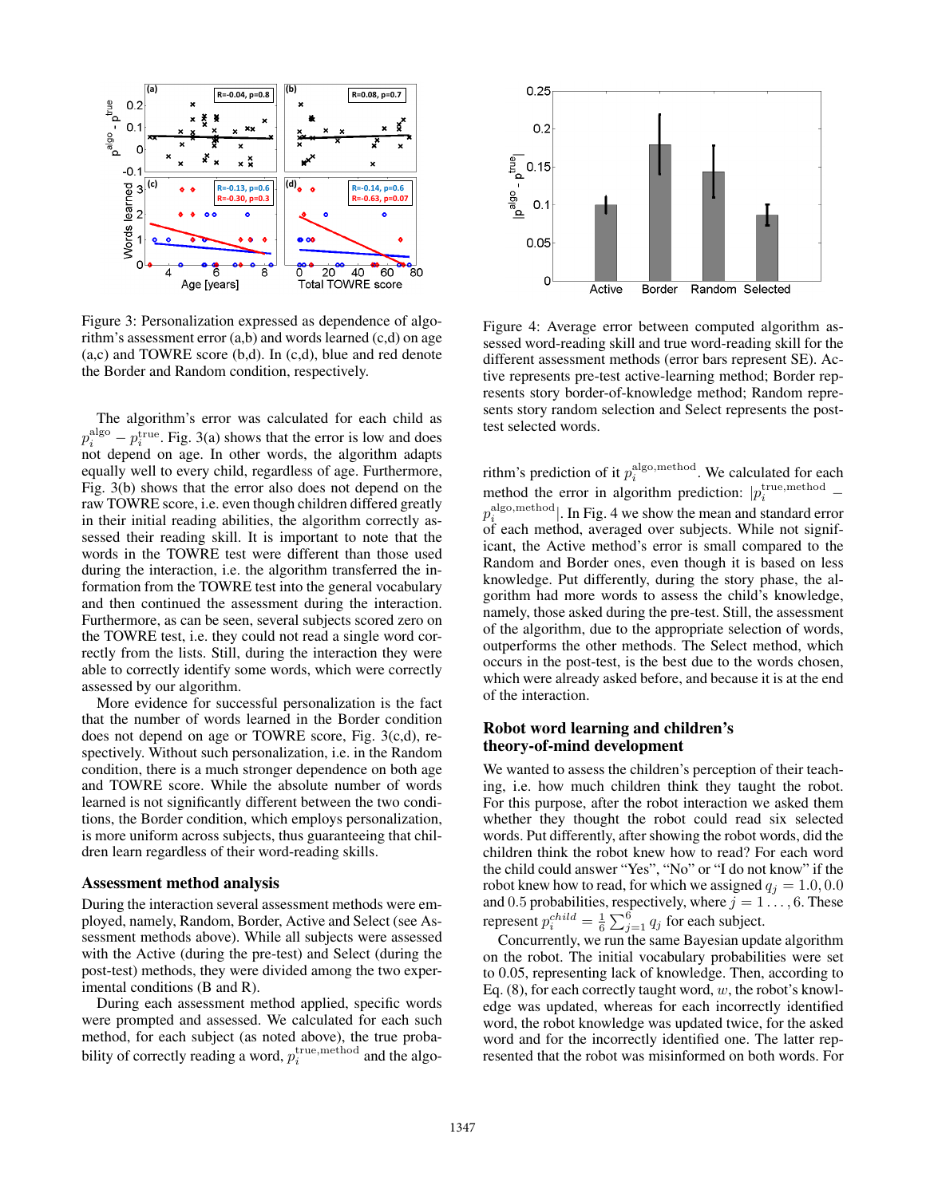Figure 3: Personalization expressed as dependence of algorithm's assessment error (a,b) and words learned (c,d) on age (a,c) and TOWRE score (b,d). In (c,d), blue and red denote the Border and Random condition, respectively.

The algorithm's error was calculated for each child as $p_i^{\text{algo}} - p_i^{\text{true}}$. Fig. 3(a) shows that the error is low and does not depend on age. In other words, the algorithm adapts equally well to every child, regardless of age. Furthermore, Fig. 3(b) shows that the error also does not depend on the raw TOWRE score, i.e. even though children differed greatly in their initial reading abilities, the algorithm correctly assessed their reading skill. It is important to note that the words in the TOWRE test were different than those used during the interaction, i.e. the algorithm transferred the information from the TOWRE test into the general vocabulary and then continued the assessment during the interaction. Furthermore, as can be seen, several subjects scored zero on the TOWRE test, i.e. they could not read a single word correctly from the lists. Still, during the interaction they were able to correctly identify some words, which were correctly assessed by our algorithm.

More evidence for successful personalization is the fact that the number of words learned in the Border condition does not depend on age or TOWRE score, Fig. 3(c,d), respectively. Without such personalization, i.e. in the Random condition, there is a much stronger dependence on both age and TOWRE score. While the absolute number of words learned is not significantly different between the two conditions, the Border condition, which employs personalization, is more uniform across subjects, thus guaranteeing that children learn regardless of their word-reading skills.

### Assessment method analysis

During the interaction several assessment methods were employed, namely, Random, Border, Active and Select (see Assessment methods above). While all subjects were assessed with the Active (during the pre-test) and Select (during the post-test) methods, they were divided among the two experimental conditions (B and R).

During each assessment method applied, specific words were prompted and assessed. We calculated for each such method, for each subject (as noted above), the true probability of correctly reading a word, $p_i^{\text{true,method}}$ and the algorithm's prediction of it $p_i^{\text{algo,method}}$. We calculated for each method the error in algorithm prediction: $|p_i^{\text{true,method}} - p_i^{\text{algo,method}}|$. In Fig. 4 we show the mean and standard error of each method, averaged over subjects. While not significant, the Active method's error is small compared to the Random and Border ones, even though it is based on less knowledge. Put differently, during the story phase, the algorithm had more words to assess the child's knowledge, namely, those asked during the pre-test. Still, the assessment of the algorithm, due to the appropriate selection of words, outperforms the other methods. The Select method, which occurs in the post-test, is the best due to the words chosen, which were already asked before, and because it is at the end of the interaction.

Figure 4: Average error between computed algorithm assessed word-reading skill and true word-reading skill for the different assessment methods (error bars represent SE). Active represents pre-test active-learning method; Border represents story border-of-knowledge method; Random represents story random selection and Select represents the post-test selected words.

### Robot word learning and children's theory-of-mind development

We wanted to assess the children's perception of their teaching, i.e. how much children think they taught the robot. For this purpose, after the robot interaction we asked them whether they thought the robot could read six selected words. Put differently, after showing the robot words, did the children think the robot knew how to read? For each word the child could answer "Yes", "No" or "I do not know" if the robot knew how to read, for which we assigned $q_j = 1.0, 0.0$ and $0.5$ probabilities, respectively, where $j = 1 \ldots, 6$. These represent $p_i^{child} = \frac{1}{6}\sum_{j=1}^{6} q_j$ for each subject.

Concurrently, we run the same Bayesian update algorithm on the robot. The initial vocabulary probabilities were set to 0.05, representing lack of knowledge. Then, according to Eq. (8), for each correctly taught word, $w$, the robot's knowledge was updated, whereas for each incorrectly identified word, the robot knowledge was updated twice, for the asked word and for the incorrectly identified one. The latter represented that the robot was misinformed on both words. For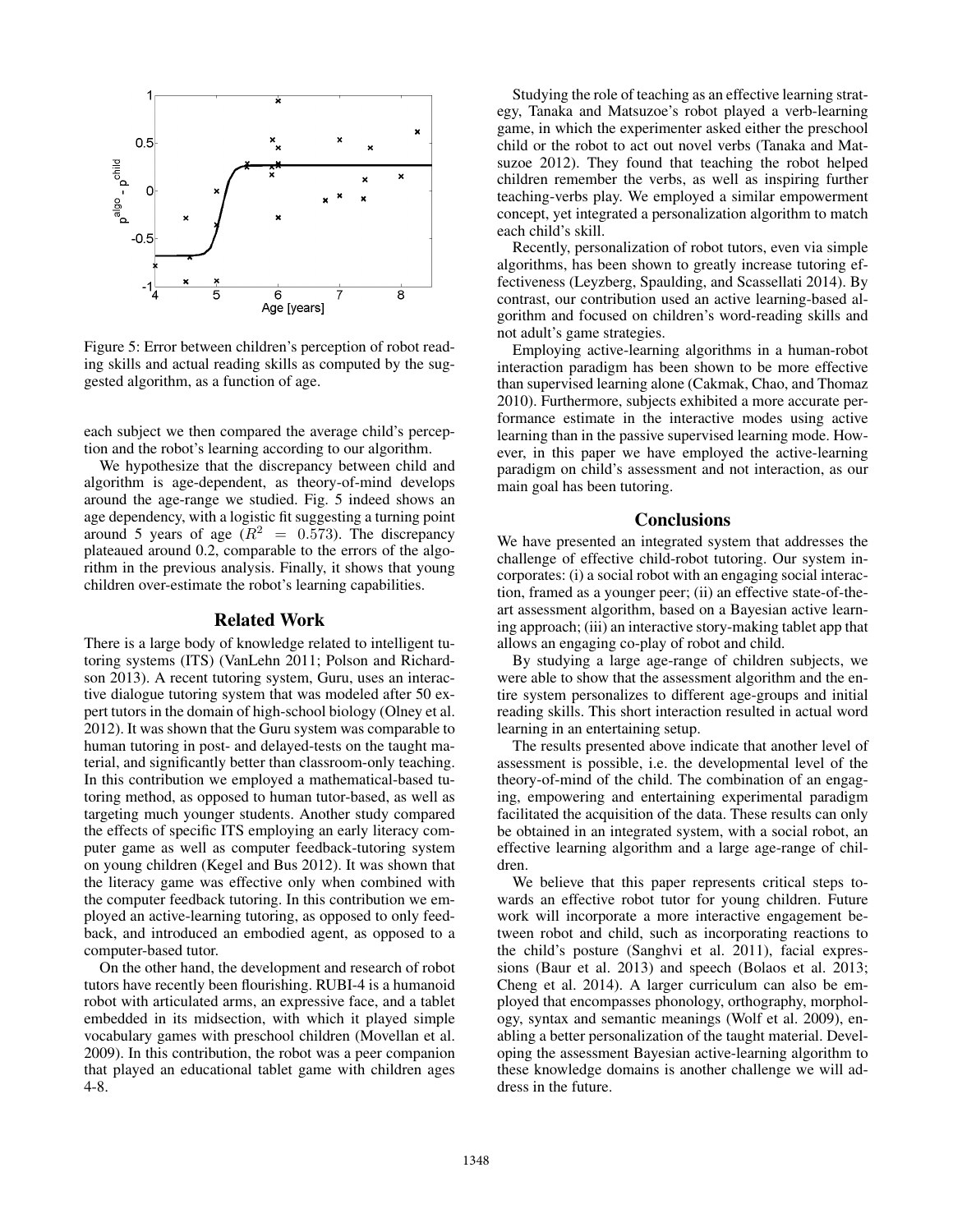Figure 5: Error between children's perception of robot reading skills and actual reading skills as computed by the suggested algorithm, as a function of age.

each subject we then compared the average child's perception and the robot's learning according to our algorithm.

We hypothesize that the discrepancy between child and algorithm is age-dependent, as theory-of-mind develops around the age-range we studied. Fig. 5 indeed shows an age dependency, with a logistic fit suggesting a turning point around 5 years of age ($R^2 = 0.573$). The discrepancy plateaued around 0.2, comparable to the errors of the algorithm in the previous analysis. Finally, it shows that young children over-estimate the robot's learning capabilities.

## Related Work

There is a large body of knowledge related to intelligent tutoring systems (ITS) (VanLehn 2011; Polson and Richardson 2013). A recent tutoring system, Guru, uses an interactive dialogue tutoring system that was modeled after 50 expert tutors in the domain of high-school biology (Olney et al. 2012). It was shown that the Guru system was comparable to human tutoring in post- and delayed-tests on the taught material, and significantly better than classroom-only teaching. In this contribution we employed a mathematical-based tutoring method, as opposed to human tutor-based, as well as targeting much younger students. Another study compared the effects of specific ITS employing an early literacy computer game as well as computer feedback-tutoring system on young children (Kegel and Bus 2012). It was shown that the literacy game was effective only when combined with the computer feedback tutoring. In this contribution we employed an active-learning tutoring, as opposed to only feedback, and introduced an embodied agent, as opposed to a computer-based tutor.

On the other hand, the development and research of robot tutors have recently been flourishing. RUBI-4 is a humanoid robot with articulated arms, an expressive face, and a tablet embedded in its midsection, with which it played simple vocabulary games with preschool children (Movellan et al. 2009). In this contribution, the robot was a peer companion that played an educational tablet game with children ages 4-8.

Studying the role of teaching as an effective learning strategy, Tanaka and Matsuzoe's robot played a verb-learning game, in which the experimenter asked either the preschool child or the robot to act out novel verbs (Tanaka and Matsuzoe 2012). They found that teaching the robot helped children remember the verbs, as well as inspiring further teaching-verbs play. We employed a similar empowerment concept, yet integrated a personalization algorithm to match each child's skill.

Recently, personalization of robot tutors, even via simple algorithms, has been shown to greatly increase tutoring effectiveness (Leyzberg, Spaulding, and Scassellati 2014). By contrast, our contribution used an active learning-based algorithm and focused on children's word-reading skills and not adult's game strategies.

Employing active-learning algorithms in a human-robot interaction paradigm has been shown to be more effective than supervised learning alone (Cakmak, Chao, and Thomaz 2010). Furthermore, subjects exhibited a more accurate performance estimate in the interactive modes using active learning than in the passive supervised learning mode. However, in this paper we have employed the active-learning paradigm on child's assessment and not interaction, as our main goal has been tutoring.

## Conclusions

We have presented an integrated system that addresses the challenge of effective child-robot tutoring. Our system incorporates: (i) a social robot with an engaging social interaction, framed as a younger peer; (ii) an effective state-of-the-art assessment algorithm, based on a Bayesian active learning approach; (iii) an interactive story-making tablet app that allows an engaging co-play of robot and child.

By studying a large age-range of children subjects, we were able to show that the assessment algorithm and the entire system personalizes to different age-groups and initial reading skills. This short interaction resulted in actual word learning in an entertaining setup.

The results presented above indicate that another level of assessment is possible, i.e. the developmental level of the theory-of-mind of the child. The combination of an engaging, empowering and entertaining experimental paradigm facilitated the acquisition of the data. These results can only be obtained in an integrated system, with a social robot, an effective learning algorithm and a large age-range of children.

We believe that this paper represents critical steps towards an effective robot tutor for young children. Future work will incorporate a more interactive engagement between robot and child, such as incorporating reactions to the child's posture (Sanghvi et al. 2011), facial expressions (Baur et al. 2013) and speech (Bolaos et al. 2013; Cheng et al. 2014). A larger curriculum can also be employed that encompasses phonology, orthography, morphology, syntax and semantic meanings (Wolf et al. 2009), enabling a better personalization of the taught material. Developing the assessment Bayesian active-learning algorithm to these knowledge domains is another challenge we will address in the future.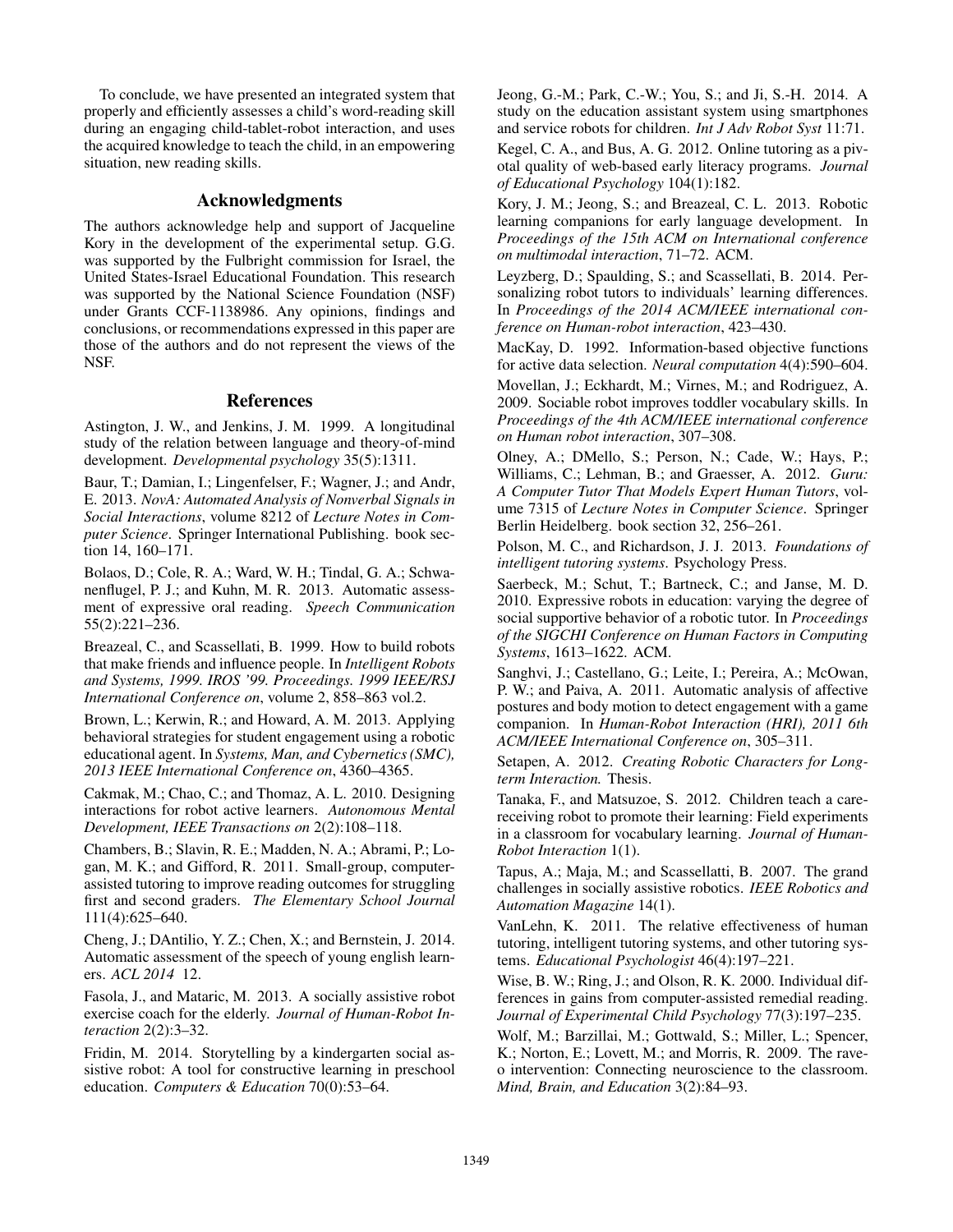To conclude, we have presented an integrated system that properly and efficiently assesses a child's word-reading skill during an engaging child-tablet-robot interaction, and uses the acquired knowledge to teach the child, in an empowering situation, new reading skills.

## Acknowledgments

The authors acknowledge help and support of Jacqueline Kory in the development of the experimental setup. G.G. was supported by the Fulbright commission for Israel, the United States-Israel Educational Foundation. This research was supported by the National Science Foundation (NSF) under Grants CCF-1138986. Any opinions, findings and conclusions, or recommendations expressed in this paper are those of the authors and do not represent the views of the NSF.

## References

Astington, J. W., and Jenkins, J. M. 1999. A longitudinal study of the relation between language and theory-of-mind development. *Developmental psychology* 35(5):1311.

Baur, T.; Damian, I.; Lingenfelser, F.; Wagner, J.; and Andr, E. 2013. *NovA: Automated Analysis of Nonverbal Signals in Social Interactions*, volume 8212 of *Lecture Notes in Computer Science*. Springer International Publishing. book section 14, 160–171.

Bolaos, D.; Cole, R. A.; Ward, W. H.; Tindal, G. A.; Schwanenflugel, P. J.; and Kuhn, M. R. 2013. Automatic assessment of expressive oral reading. *Speech Communication* 55(2):221–236.

Breazeal, C., and Scassellati, B. 1999. How to build robots that make friends and influence people. In *Intelligent Robots and Systems, 1999. IROS '99. Proceedings. 1999 IEEE/RSJ International Conference on*, volume 2, 858–863 vol.2.

Brown, L.; Kerwin, R.; and Howard, A. M. 2013. Applying behavioral strategies for student engagement using a robotic educational agent. In *Systems, Man, and Cybernetics (SMC), 2013 IEEE International Conference on*, 4360–4365.

Cakmak, M.; Chao, C.; and Thomaz, A. L. 2010. Designing interactions for robot active learners. *Autonomous Mental Development, IEEE Transactions on* 2(2):108–118.

Chambers, B.; Slavin, R. E.; Madden, N. A.; Abrami, P.; Logan, M. K.; and Gifford, R. 2011. Small-group, computer-assisted tutoring to improve reading outcomes for struggling first and second graders. *The Elementary School Journal* 111(4):625–640.

Cheng, J.; DAntilio, Y. Z.; Chen, X.; and Bernstein, J. 2014. Automatic assessment of the speech of young english learners. *ACL 2014* 12.

Fasola, J., and Mataric, M. 2013. A socially assistive robot exercise coach for the elderly. *Journal of Human-Robot Interaction* 2(2):3–32.

Fridin, M. 2014. Storytelling by a kindergarten social assistive robot: A tool for constructive learning in preschool education. *Computers & Education* 70(0):53–64.

Jeong, G.-M.; Park, C.-W.; You, S.; and Ji, S.-H. 2014. A study on the education assistant system using smartphones and service robots for children. *Int J Adv Robot Syst* 11:71.

Kegel, C. A., and Bus, A. G. 2012. Online tutoring as a pivotal quality of web-based early literacy programs. *Journal of Educational Psychology* 104(1):182.

Kory, J. M.; Jeong, S.; and Breazeal, C. L. 2013. Robotic learning companions for early language development. In *Proceedings of the 15th ACM on International conference on multimodal interaction*, 71–72. ACM.

Leyzberg, D.; Spaulding, S.; and Scassellati, B. 2014. Personalizing robot tutors to individuals' learning differences. In *Proceedings of the 2014 ACM/IEEE international conference on Human-robot interaction*, 423–430.

MacKay, D. 1992. Information-based objective functions for active data selection. *Neural computation* 4(4):590–604.

Movellan, J.; Eckhardt, M.; Virnes, M.; and Rodriguez, A. 2009. Sociable robot improves toddler vocabulary skills. In *Proceedings of the 4th ACM/IEEE international conference on Human robot interaction*, 307–308.

Olney, A.; DMello, S.; Person, N.; Cade, W.; Hays, P.; Williams, C.; Lehman, B.; and Graesser, A. 2012. *Guru: A Computer Tutor That Models Expert Human Tutors*, volume 7315 of *Lecture Notes in Computer Science*. Springer Berlin Heidelberg. book section 32, 256–261.

Polson, M. C., and Richardson, J. J. 2013. *Foundations of intelligent tutoring systems*. Psychology Press.

Saerbeck, M.; Schut, T.; Bartneck, C.; and Janse, M. D. 2010. Expressive robots in education: varying the degree of social supportive behavior of a robotic tutor. In *Proceedings of the SIGCHI Conference on Human Factors in Computing Systems*, 1613–1622. ACM.

Sanghvi, J.; Castellano, G.; Leite, I.; Pereira, A.; McOwan, P. W.; and Paiva, A. 2011. Automatic analysis of affective postures and body motion to detect engagement with a game companion. In *Human-Robot Interaction (HRI), 2011 6th ACM/IEEE International Conference on*, 305–311.

Setapen, A. 2012. *Creating Robotic Characters for Long-term Interaction.* Thesis.

Tanaka, F., and Matsuzoe, S. 2012. Children teach a care-receiving robot to promote their learning: Field experiments in a classroom for vocabulary learning. *Journal of Human-Robot Interaction* 1(1).

Tapus, A.; Maja, M.; and Scassellatti, B. 2007. The grand challenges in socially assistive robotics. *IEEE Robotics and Automation Magazine* 14(1).

VanLehn, K. 2011. The relative effectiveness of human tutoring, intelligent tutoring systems, and other tutoring systems. *Educational Psychologist* 46(4):197–221.

Wise, B. W.; Ring, J.; and Olson, R. K. 2000. Individual differences in gains from computer-assisted remedial reading. *Journal of Experimental Child Psychology* 77(3):197–235.

Wolf, M.; Barzillai, M.; Gottwald, S.; Miller, L.; Spencer, K.; Norton, E.; Lovett, M.; and Morris, R. 2009. The raveo intervention: Connecting neuroscience to the classroom. *Mind, Brain, and Education* 3(2):84–93.